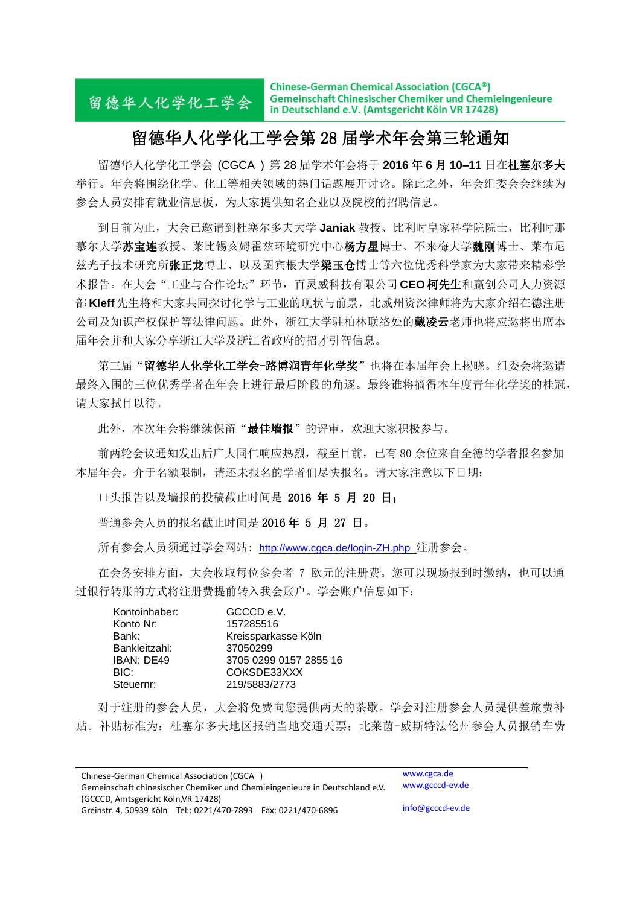留德华人化学化工学会

Chinese-German Chemical Association (CGCA®)
Gemeinschaft Chinesischer Chemiker und Chemieingenieure in Deutschland e.V. (Amtsgericht Köln VR 17428)

# 留德华人化学化工学会第 28 届学术年会第三轮通知

留德华人化学化工学会 (CGCA ) 第 28 届学术年会将于 **2016 年 6 月 10–11** 日在**杜塞尔多夫**举行。年会将围绕化学、化工等相关领域的热门话题展开讨论。除此之外，年会组委会会继续为参会人员安排有就业信息板，为大家提供知名企业以及院校的招聘信息。

到目前为止，大会已邀请到杜塞尔多夫大学 **Janiak** 教授、比利时皇家科学院院士，比利时那慕尔大学**苏宝连**教授、莱比锡亥姆霍兹环境研究中心**杨方星**博士、不来梅大学**魏刚**博士、莱布尼兹光子技术研究所**张正龙**博士、以及图宾根大学**梁玉仓**博士等六位优秀科学家为大家带来精彩学术报告。在大会"工业与合作论坛"环节，百灵威科技有限公司 **CEO 柯先生**和赢创公司人力资源部 **Kleff** 先生将和大家共同探讨化学与工业的现状与前景，北威州资深律师将为大家介绍在德注册公司及知识产权保护等法律问题。此外，浙江大学驻柏林联络处的**戴凌云**老师也将应邀将出席本届年会并和大家分享浙江大学及浙江省政府的招才引智信息。

第三届"**留德华人化学化工学会-路博润青年化学奖**"也将在本届年会上揭晓。组委会将邀请最终入围的三位优秀学者在年会上进行最后阶段的角逐。最终谁将摘得本年度青年化学奖的桂冠，请大家拭目以待。

此外，本次年会将继续保留"**最佳墙报**"的评审，欢迎大家积极参与。

前两轮会议通知发出后广大同仁响应热烈，截至目前，已有 80 余位来自全德的学者报名参加本届年会。介于名额限制，请还未报名的学者们尽快报名。请大家注意以下日期：

口头报告以及墙报的投稿截止时间是 **2016 年 5 月 20 日；**

普通参会人员的报名截止时间是 **2016 年 5 月 27 日**。

所有参会人员须通过学会网站：http://www.cgca.de/login-ZH.php 注册参会。

在会务安排方面，大会收取每位参会者 7 欧元的注册费。您可以现场报到时缴纳，也可以通过银行转账的方式将注册费提前转入我会账户。学会账户信息如下：

| | |
|---|---|
| Kontoinhaber: | GCCCD e.V. |
| Konto Nr: | 157285516 |
| Bank: | Kreissparkasse Köln |
| Bankleitzahl: | 37050299 |
| IBAN: DE49 | 3705 0299 0157 2855 16 |
| BIC: | COKSDE33XXX |
| Steuernr: | 219/5883/2773 |

对于注册的参会人员，大会将免费向您提供两天的茶歇。学会对注册参会人员提供差旅费补贴。补贴标准为：杜塞尔多夫地区报销当地交通天票；北莱茵-威斯特法伦州参会人员报销车费

Chinese-German Chemical Association (CGCA )
Gemeinschaft chinesischer Chemiker und Chemieingenieure in Deutschland e.V.
(GCCCD, Amtsgericht Köln,VR 17428)
Greinstr. 4, 50939 Köln Tel.: 0221/470-7893 Fax: 0221/470-6896

www.cgca.de
www.gcccd-ev.de
info@gcccd-ev.de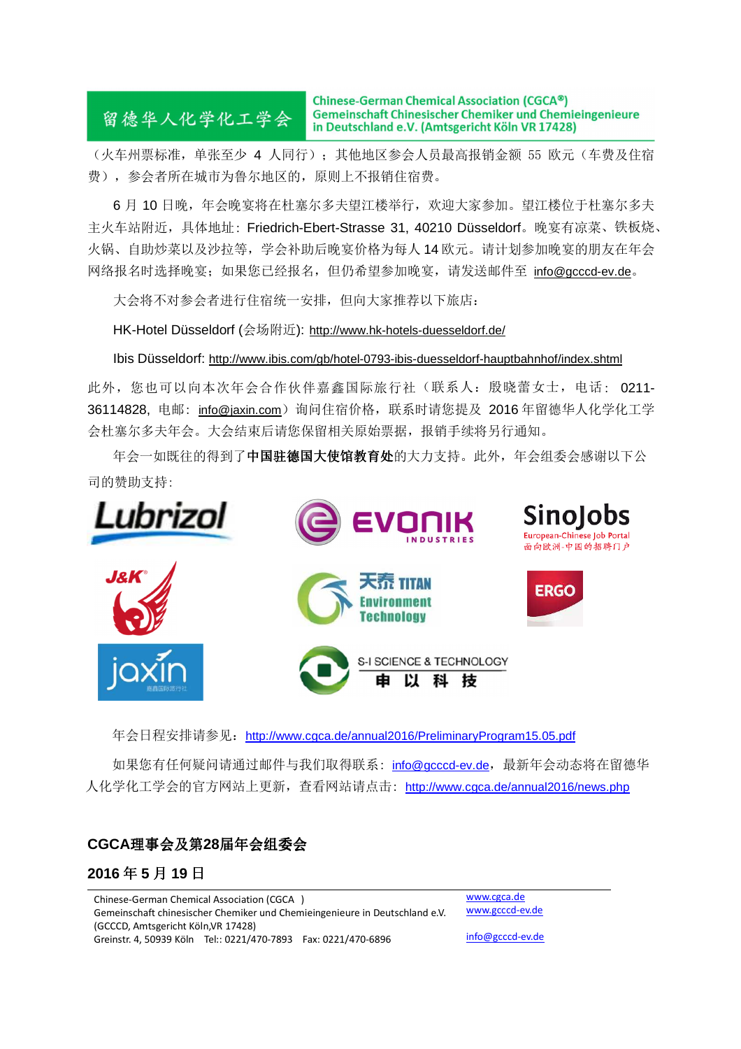（火车州票标准，单张至少 4 人同行）；其他地区参会人员最高报销金额 55 欧元（车费及住宿费），参会者所在城市为鲁尔地区的，原则上不报销住宿费。

6 月 10 日晚，年会晚宴将在杜塞尔多夫望江楼举行，欢迎大家参加。望江楼位于杜塞尔多夫主火车站附近，具体地址：Friedrich-Ebert-Strasse 31, 40210 Düsseldorf。晚宴有凉菜、铁板烧、火锅、自助炒菜以及沙拉等，学会补助后晚宴价格为每人 14 欧元。请计划参加晚宴的朋友在年会网络报名时选择晚宴；如果您已经报名，但仍希望参加晚宴，请发送邮件至 info@gcccd-ev.de。

大会将不对参会者进行住宿统一安排，但向大家推荐以下旅店：

HK-Hotel Düsseldorf (会场附近): http://www.hk-hotels-duesseldorf.de/

Ibis Düsseldorf: http://www.ibis.com/gb/hotel-0793-ibis-duesseldorf-hauptbahnhof/index.shtml

此外，您也可以向本次年会合作伙伴嘉鑫国际旅行社（联系人：殷晓蕾女士，电话：0211-36114828，电邮：info@jaxin.com）询问住宿价格，联系时请您提及 2016 年留德华人化学化工学会杜塞尔多夫年会。大会结束后请您保留相关原始票据，报销手续将另行通知。

年会一如既往的得到了**中国驻德国大使馆教育处**的大力支持。此外，年会组委会感谢以下公司的赞助支持：

Lubrizol　EVONIK INDUSTRIES　SinoJobs　J&K　天秀 TITAN Environment Technology　ERGO　jaxin　S-I SCIENCE & TECHNOLOGY 申以科技

年会日程安排请参见：http://www.cgca.de/annual2016/PreliminaryProgram15.05.pdf

如果您有任何疑问请通过邮件与我们取得联系：info@gcccd-ev.de，最新年会动态将在留德华人化学化工学会的官方网站上更新，查看网站请点击：http://www.cgca.de/annual2016/news.php

**CGCA理事会及第28届年会组委会**

**2016 年 5 月 19 日**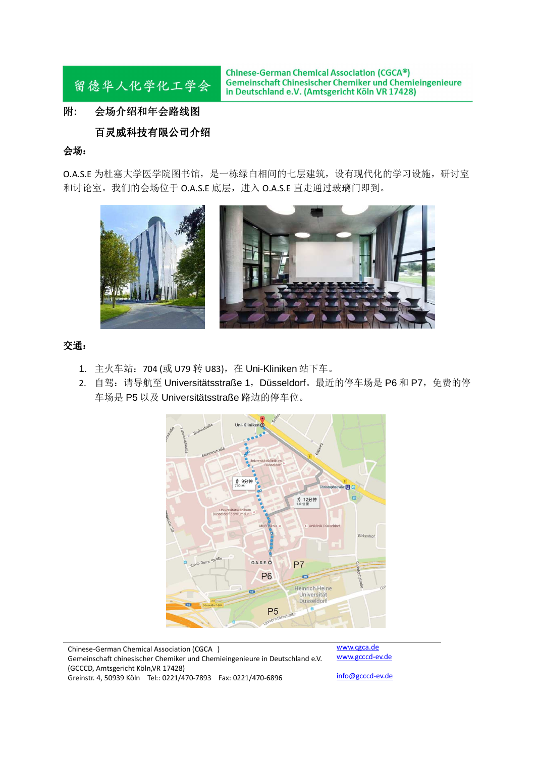附： 会场介绍和年会路线图

百灵威科技有限公司介绍

**会场：**

O.A.S.E 为杜塞大学医学院图书馆，是一栋绿白相间的七层建筑，设有现代化的学习设施，研讨室和讨论室。我们的会场位于 O.A.S.E 底层，进入 O.A.S.E 直走通过玻璃门即到。

**交通：**

1. 主火车站：704 (或 U79 转 U83)，在 Uni-Kliniken 站下车。
2. 自驾：请导航至 Universitätsstraße 1，Düsseldorf。最近的停车场是 P6 和 P7，免费的停车场是 P5 以及 Universitätsstraße 路边的停车位。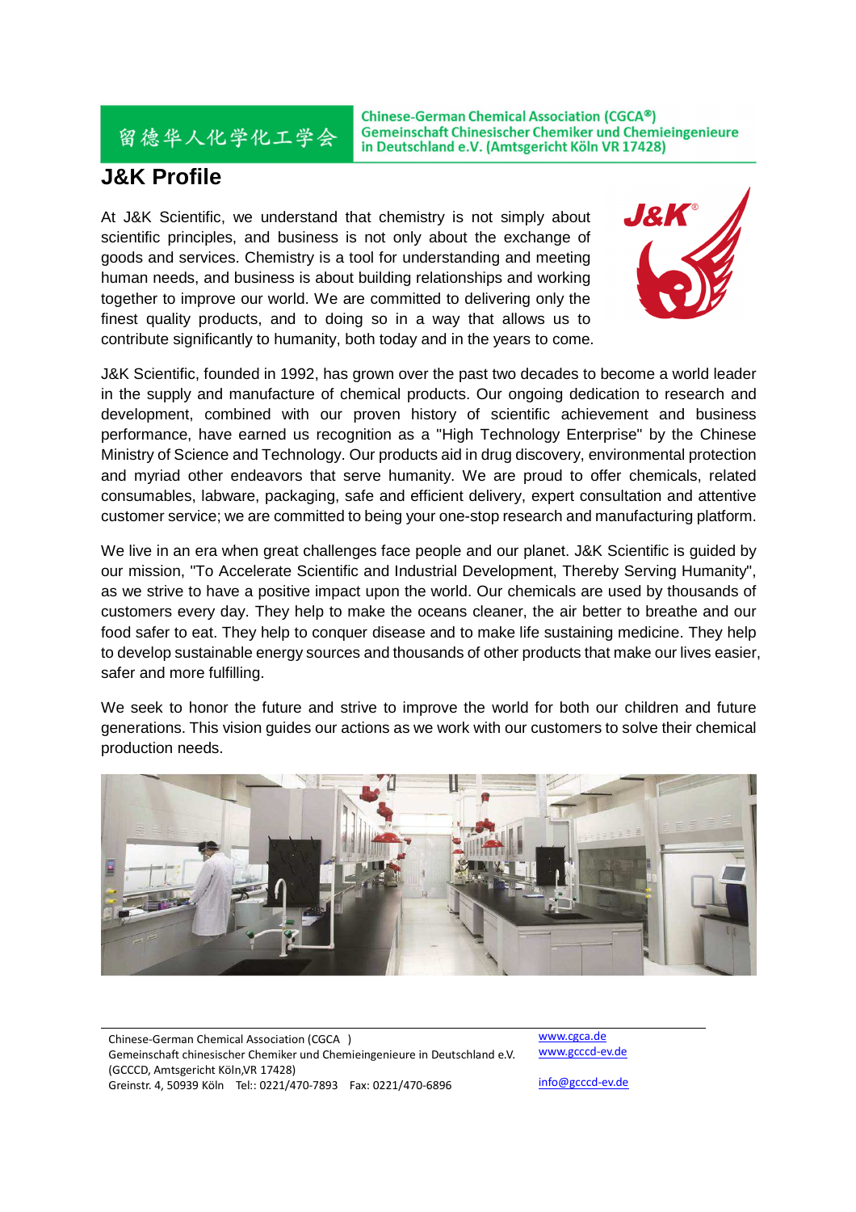## J&K Profile

At J&K Scientific, we understand that chemistry is not simply about scientific principles, and business is not only about the exchange of goods and services. Chemistry is a tool for understanding and meeting human needs, and business is about building relationships and working together to improve our world. We are committed to delivering only the finest quality products, and to doing so in a way that allows us to contribute significantly to humanity, both today and in the years to come.

J&K Scientific, founded in 1992, has grown over the past two decades to become a world leader in the supply and manufacture of chemical products. Our ongoing dedication to research and development, combined with our proven history of scientific achievement and business performance, have earned us recognition as a "High Technology Enterprise" by the Chinese Ministry of Science and Technology. Our products aid in drug discovery, environmental protection and myriad other endeavors that serve humanity. We are proud to offer chemicals, related consumables, labware, packaging, safe and efficient delivery, expert consultation and attentive customer service; we are committed to being your one-stop research and manufacturing platform.

We live in an era when great challenges face people and our planet. J&K Scientific is guided by our mission, "To Accelerate Scientific and Industrial Development, Thereby Serving Humanity", as we strive to have a positive impact upon the world. Our chemicals are used by thousands of customers every day. They help to make the oceans cleaner, the air better to breathe and our food safer to eat. They help to conquer disease and to make life sustaining medicine. They help to develop sustainable energy sources and thousands of other products that make our lives easier, safer and more fulfilling.

We seek to honor the future and strive to improve the world for both our children and future generations. This vision guides our actions as we work with our customers to solve their chemical production needs.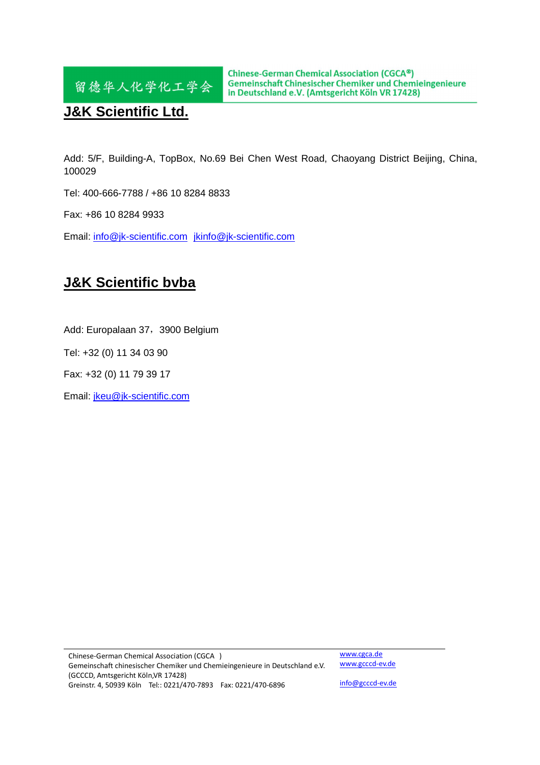## J&K Scientific Ltd.

Add: 5/F, Building-A, TopBox, No.69 Bei Chen West Road, Chaoyang District Beijing, China, 100029

Tel: 400-666-7788 / +86 10 8284 8833

Fax: +86 10 8284 9933

Email: info@jk-scientific.com jkinfo@jk-scientific.com

## J&K Scientific bvba

Add: Europalaan 37，3900 Belgium

Tel: +32 (0) 11 34 03 90

Fax: +32 (0) 11 79 39 17

Email: jkeu@jk-scientific.com